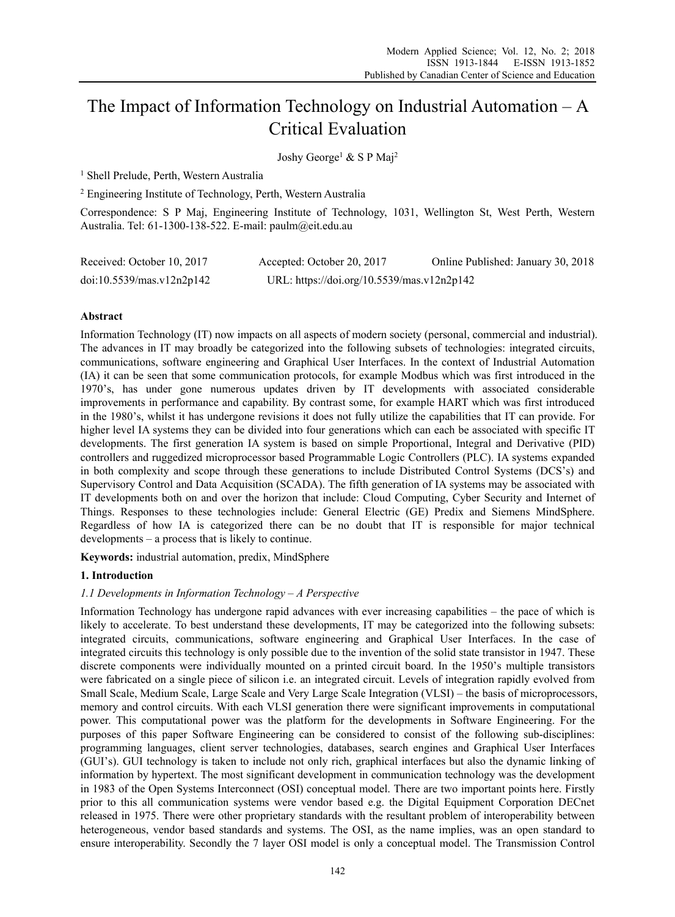# The Impact of Information Technology on Industrial Automation – A Critical Evaluation

Joshy George[1] & S P Maj[2]

[1] Shell Prelude, Perth, Western Australia

[2] Engineering Institute of Technology, Perth, Western Australia

Correspondence: S P Maj, Engineering Institute of Technology, 1031, Wellington St, West Perth, Western Australia. Tel: 61-1300-138-522. E-mail: paulm@eit.edu.au

Received: October 10, 2017 Accepted: October 20, 2017 Online Published: January 30, 2018

doi:10.5539/mas.v12n2p142 URL: https://doi.org/10.5539/mas.v12n2p142

## Abstract

Information Technology (IT) now impacts on all aspects of modern society (personal, commercial and industrial). The advances in IT may broadly be categorized into the following subsets of technologies: integrated circuits, communications, software engineering and Graphical User Interfaces. In the context of Industrial Automation (IA) it can be seen that some communication protocols, for example Modbus which was first introduced in the 1970's, has under gone numerous updates driven by IT developments with associated considerable improvements in performance and capability. By contrast some, for example HART which was first introduced in the 1980's, whilst it has undergone revisions it does not fully utilize the capabilities that IT can provide. For higher level IA systems they can be divided into four generations which can each be associated with specific IT developments. The first generation IA system is based on simple Proportional, Integral and Derivative (PID) controllers and ruggedized microprocessor based Programmable Logic Controllers (PLC). IA systems expanded in both complexity and scope through these generations to include Distributed Control Systems (DCS's) and Supervisory Control and Data Acquisition (SCADA). The fifth generation of IA systems may be associated with IT developments both on and over the horizon that include: Cloud Computing, Cyber Security and Internet of Things. Responses to these technologies include: General Electric (GE) Predix and Siemens MindSphere. Regardless of how IA is categorized there can be no doubt that IT is responsible for major technical developments – a process that is likely to continue.

**Keywords:** industrial automation, predix, MindSphere

## 1. Introduction

### *1.1 Developments in Information Technology – A Perspective*

Information Technology has undergone rapid advances with ever increasing capabilities – the pace of which is likely to accelerate. To best understand these developments, IT may be categorized into the following subsets: integrated circuits, communications, software engineering and Graphical User Interfaces. In the case of integrated circuits this technology is only possible due to the invention of the solid state transistor in 1947. These discrete components were individually mounted on a printed circuit board. In the 1950's multiple transistors were fabricated on a single piece of silicon i.e. an integrated circuit. Levels of integration rapidly evolved from Small Scale, Medium Scale, Large Scale and Very Large Scale Integration (VLSI) – the basis of microprocessors, memory and control circuits. With each VLSI generation there were significant improvements in computational power. This computational power was the platform for the developments in Software Engineering. For the purposes of this paper Software Engineering can be considered to consist of the following sub-disciplines: programming languages, client server technologies, databases, search engines and Graphical User Interfaces (GUI's). GUI technology is taken to include not only rich, graphical interfaces but also the dynamic linking of information by hypertext. The most significant development in communication technology was the development in 1983 of the Open Systems Interconnect (OSI) conceptual model. There are two important points here. Firstly prior to this all communication systems were vendor based e.g. the Digital Equipment Corporation DECnet released in 1975. There were other proprietary standards with the resultant problem of interoperability between heterogeneous, vendor based standards and systems. The OSI, as the name implies, was an open standard to ensure interoperability. Secondly the 7 layer OSI model is only a conceptual model. The Transmission Control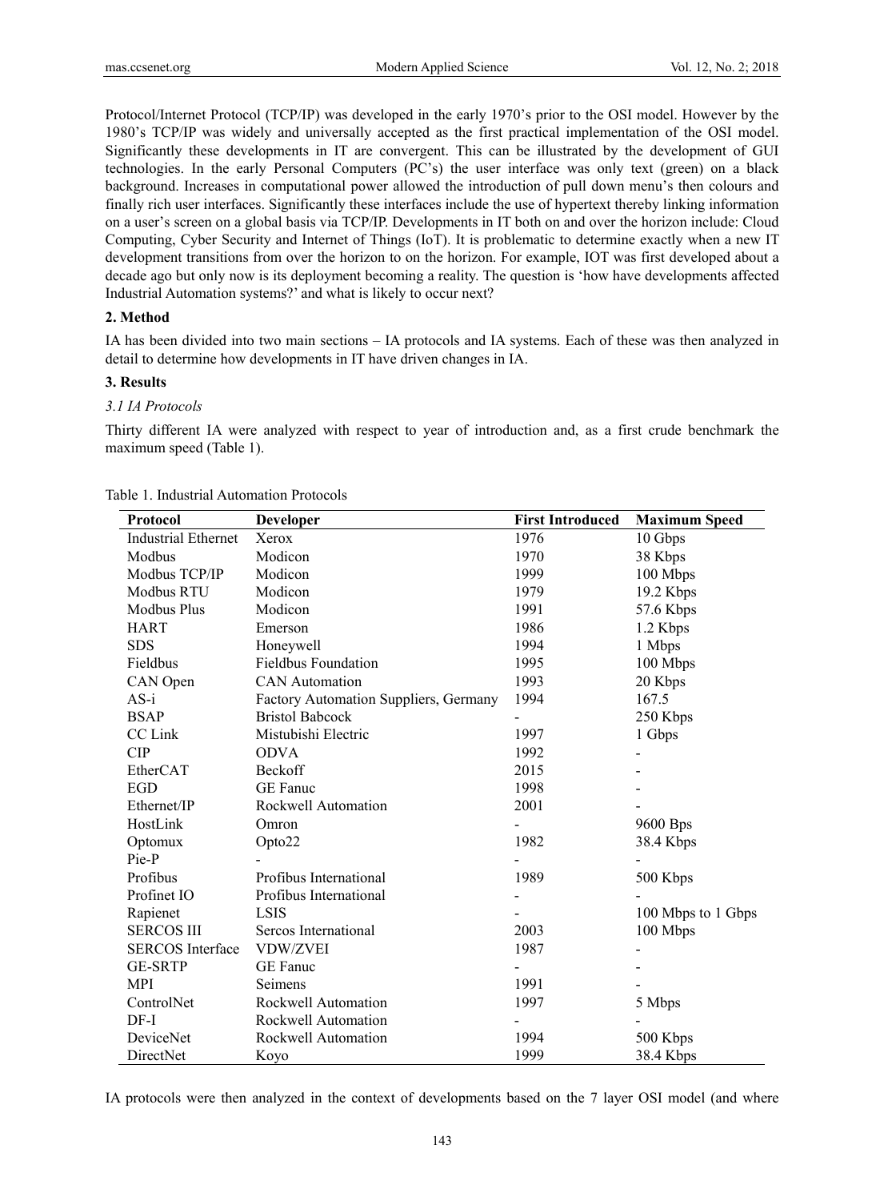Protocol/Internet Protocol (TCP/IP) was developed in the early 1970's prior to the OSI model. However by the 1980's TCP/IP was widely and universally accepted as the first practical implementation of the OSI model. Significantly these developments in IT are convergent. This can be illustrated by the development of GUI technologies. In the early Personal Computers (PC's) the user interface was only text (green) on a black background. Increases in computational power allowed the introduction of pull down menu's then colours and finally rich user interfaces. Significantly these interfaces include the use of hypertext thereby linking information on a user's screen on a global basis via TCP/IP. Developments in IT both on and over the horizon include: Cloud Computing, Cyber Security and Internet of Things (IoT). It is problematic to determine exactly when a new IT development transitions from over the horizon to on the horizon. For example, IOT was first developed about a decade ago but only now is its deployment becoming a reality. The question is 'how have developments affected Industrial Automation systems?' and what is likely to occur next?

## 2. Method

IA has been divided into two main sections – IA protocols and IA systems. Each of these was then analyzed in detail to determine how developments in IT have driven changes in IA.

## 3. Results

### *3.1 IA Protocols*

Thirty different IA were analyzed with respect to year of introduction and, as a first crude benchmark the maximum speed (Table 1).

Table 1. Industrial Automation Protocols

| Protocol | Developer | First Introduced | Maximum Speed |
|---|---|---|---|
| Industrial Ethernet | Xerox | 1976 | 10 Gbps |
| Modbus | Modicon | 1970 | 38 Kbps |
| Modbus TCP/IP | Modicon | 1999 | 100 Mbps |
| Modbus RTU | Modicon | 1979 | 19.2 Kbps |
| Modbus Plus | Modicon | 1991 | 57.6 Kbps |
| HART | Emerson | 1986 | 1.2 Kbps |
| SDS | Honeywell | 1994 | 1 Mbps |
| Fieldbus | Fieldbus Foundation | 1995 | 100 Mbps |
| CAN Open | CAN Automation | 1993 | 20 Kbps |
| AS-i | Factory Automation Suppliers, Germany | 1994 | 167.5 |
| BSAP | Bristol Babcock | - | 250 Kbps |
| CC Link | Mistubishi Electric | 1997 | 1 Gbps |
| CIP | ODVA | 1992 | - |
| EtherCAT | Beckoff | 2015 | - |
| EGD | GE Fanuc | 1998 | - |
| Ethernet/IP | Rockwell Automation | 2001 | - |
| HostLink | Omron | - | 9600 Bps |
| Optomux | Opto22 | 1982 | 38.4 Kbps |
| Pie-P | - | - | - |
| Profibus | Profibus International | 1989 | 500 Kbps |
| Profinet IO | Profibus International | - | - |
| Rapienet | LSIS | - | 100 Mbps to 1 Gbps |
| SERCOS III | Sercos International | 2003 | 100 Mbps |
| SERCOS Interface | VDW/ZVEI | 1987 | - |
| GE-SRTP | GE Fanuc | - | - |
| MPI | Seimens | 1991 | - |
| ControlNet | Rockwell Automation | 1997 | 5 Mbps |
| DF-I | Rockwell Automation | - | - |
| DeviceNet | Rockwell Automation | 1994 | 500 Kbps |
| DirectNet | Koyo | 1999 | 38.4 Kbps |

IA protocols were then analyzed in the context of developments based on the 7 layer OSI model (and where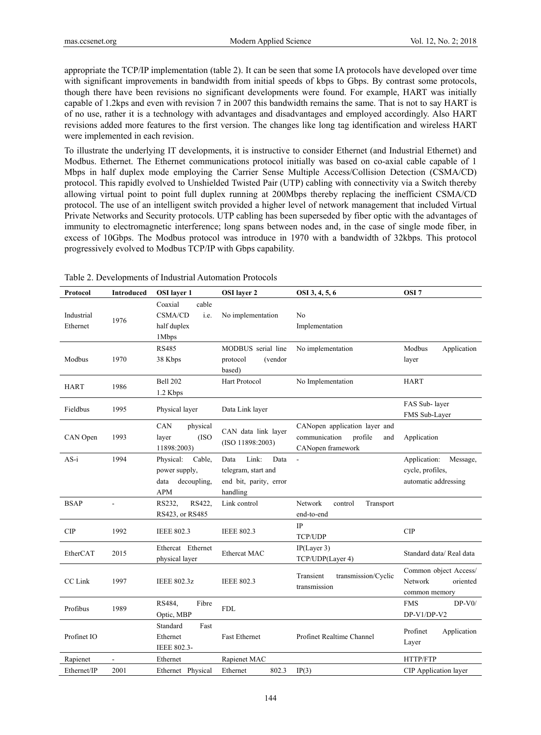appropriate the TCP/IP implementation (table 2). It can be seen that some IA protocols have developed over time with significant improvements in bandwidth from initial speeds of kbps to Gbps. By contrast some protocols, though there have been revisions no significant developments were found. For example, HART was initially capable of 1.2kps and even with revision 7 in 2007 this bandwidth remains the same. That is not to say HART is of no use, rather it is a technology with advantages and disadvantages and employed accordingly. Also HART revisions added more features to the first version. The changes like long tag identification and wireless HART were implemented in each revision.

To illustrate the underlying IT developments, it is instructive to consider Ethernet (and Industrial Ethernet) and Modbus. Ethernet. The Ethernet communications protocol initially was based on co-axial cable capable of 1 Mbps in half duplex mode employing the Carrier Sense Multiple Access/Collision Detection (CSMA/CD) protocol. This rapidly evolved to Unshielded Twisted Pair (UTP) cabling with connectivity via a Switch thereby allowing virtual point to point full duplex running at 200Mbps thereby replacing the inefficient CSMA/CD protocol. The use of an intelligent switch provided a higher level of network management that included Virtual Private Networks and Security protocols. UTP cabling has been superseded by fiber optic with the advantages of immunity to electromagnetic interference; long spans between nodes and, in the case of single mode fiber, in excess of 10Gbps. The Modbus protocol was introduce in 1970 with a bandwidth of 32kbps. This protocol progressively evolved to Modbus TCP/IP with Gbps capability.

Table 2. Developments of Industrial Automation Protocols

| Protocol | Introduced | OSI layer 1 | OSI layer 2 | OSI 3, 4, 5, 6 | OSI 7 |
|---|---|---|---|---|---|
| Industrial Ethernet | 1976 | Coaxial cable CSMA/CD i.e. half duplex 1Mbps | No implementation | No Implementation | |
| Modbus | 1970 | RS485 38 Kbps | MODBUS serial line protocol (vendor based) | No implementation | Modbus Application layer |
| HART | 1986 | Bell 202 1.2 Kbps | Hart Protocol | No Implementation | HART |
| Fieldbus | 1995 | Physical layer | Data Link layer | | FAS Sub- layer FMS Sub-Layer |
| CAN Open | 1993 | CAN physical layer (ISO 11898:2003) | CAN data link layer (ISO 11898:2003) | CANopen application layer and communication profile and CANopen framework | Application |
| AS-i | 1994 | Physical: Cable, power supply, data decoupling, APM | Data Link: Data telegram, start and end bit, parity, error handling | - | Application: Message, cycle, profiles, automatic addressing |
| BSAP | - | RS232, RS422, RS423, or RS485 | Link control | Network control Transport end-to-end | |
| CIP | 1992 | IEEE 802.3 | IEEE 802.3 | IP TCP/UDP | CIP |
| EtherCAT | 2015 | Ethercat Ethernet physical layer | Ethercat MAC | IP(Layer 3) TCP/UDP(Layer 4) | Standard data/ Real data |
| CC Link | 1997 | IEEE 802.3z | IEEE 802.3 | Transient transmission/Cyclic transmission | Common object Access/ Network oriented common memory |
| Profibus | 1989 | RS484, Fibre Optic, MBP | FDL | | FMS DP-V0/ DP-V1/DP-V2 |
| Profinet IO | | Standard Fast Ethernet IEEE 802.3- | Fast Ethernet | Profinet Realtime Channel | Profinet Application Layer |
| Rapienet | - | Ethernet | Rapienet MAC | | HTTP/FTP |
| Ethernet/IP | 2001 | Ethernet Physical | Ethernet 802.3 | IP(3) | CIP Application layer |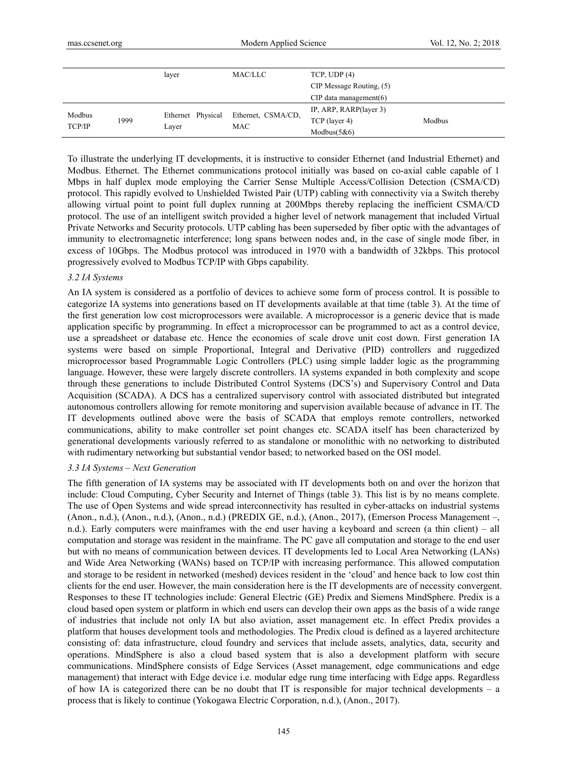| | | layer | MAC/LLC | TCP, UDP (4)<br>CIP Message Routing, (5)<br>CIP data management(6) | |
|---|---|---|---|---|---|
| Modbus TCP/IP | 1999 | Ethernet Physical Layer | Ethernet, CSMA/CD, MAC | IP, ARP, RARP(layer 3)<br>TCP (layer 4)<br>Modbus(5&6) | Modbus |

To illustrate the underlying IT developments, it is instructive to consider Ethernet (and Industrial Ethernet) and Modbus. Ethernet. The Ethernet communications protocol initially was based on co-axial cable capable of 1 Mbps in half duplex mode employing the Carrier Sense Multiple Access/Collision Detection (CSMA/CD) protocol. This rapidly evolved to Unshielded Twisted Pair (UTP) cabling with connectivity via a Switch thereby allowing virtual point to point full duplex running at 200Mbps thereby replacing the inefficient CSMA/CD protocol. The use of an intelligent switch provided a higher level of network management that included Virtual Private Networks and Security protocols. UTP cabling has been superseded by fiber optic with the advantages of immunity to electromagnetic interference; long spans between nodes and, in the case of single mode fiber, in excess of 10Gbps. The Modbus protocol was introduced in 1970 with a bandwidth of 32kbps. This protocol progressively evolved to Modbus TCP/IP with Gbps capability.

### 3.2 IA Systems

An IA system is considered as a portfolio of devices to achieve some form of process control. It is possible to categorize IA systems into generations based on IT developments available at that time (table 3). At the time of the first generation low cost microprocessors were available. A microprocessor is a generic device that is made application specific by programming. In effect a microprocessor can be programmed to act as a control device, use a spreadsheet or database etc. Hence the economies of scale drove unit cost down. First generation IA systems were based on simple Proportional, Integral and Derivative (PID) controllers and ruggedized microprocessor based Programmable Logic Controllers (PLC) using simple ladder logic as the programming language. However, these were largely discrete controllers. IA systems expanded in both complexity and scope through these generations to include Distributed Control Systems (DCS's) and Supervisory Control and Data Acquisition (SCADA). A DCS has a centralized supervisory control with associated distributed but integrated autonomous controllers allowing for remote monitoring and supervision available because of advance in IT. The IT developments outlined above were the basis of SCADA that employs remote controllers, networked communications, ability to make controller set point changes etc. SCADA itself has been characterized by generational developments variously referred to as standalone or monolithic with no networking to distributed with rudimentary networking but substantial vendor based; to networked based on the OSI model.

### 3.3 IA Systems – Next Generation

The fifth generation of IA systems may be associated with IT developments both on and over the horizon that include: Cloud Computing, Cyber Security and Internet of Things (table 3). This list is by no means complete. The use of Open Systems and wide spread interconnectivity has resulted in cyber-attacks on industrial systems (Anon., n.d.), (Anon., n.d.), (Anon., n.d.) (PREDIX GE, n.d.), (Anon., 2017), (Emerson Process Management –, n.d.). Early computers were mainframes with the end user having a keyboard and screen (a thin client) – all computation and storage was resident in the mainframe. The PC gave all computation and storage to the end user but with no means of communication between devices. IT developments led to Local Area Networking (LANs) and Wide Area Networking (WANs) based on TCP/IP with increasing performance. This allowed computation and storage to be resident in networked (meshed) devices resident in the 'cloud' and hence back to low cost thin clients for the end user. However, the main consideration here is the IT developments are of necessity convergent. Responses to these IT technologies include: General Electric (GE) Predix and Siemens MindSphere. Predix is a cloud based open system or platform in which end users can develop their own apps as the basis of a wide range of industries that include not only IA but also aviation, asset management etc. In effect Predix provides a platform that houses development tools and methodologies. The Predix cloud is defined as a layered architecture consisting of: data infrastructure, cloud foundry and services that include assets, analytics, data, security and operations. MindSphere is also a cloud based system that is also a development platform with secure communications. MindSphere consists of Edge Services (Asset management, edge communications and edge management) that interact with Edge device i.e. modular edge rung time interfacing with Edge apps. Regardless of how IA is categorized there can be no doubt that IT is responsible for major technical developments – a process that is likely to continue (Yokogawa Electric Corporation, n.d.), (Anon., 2017).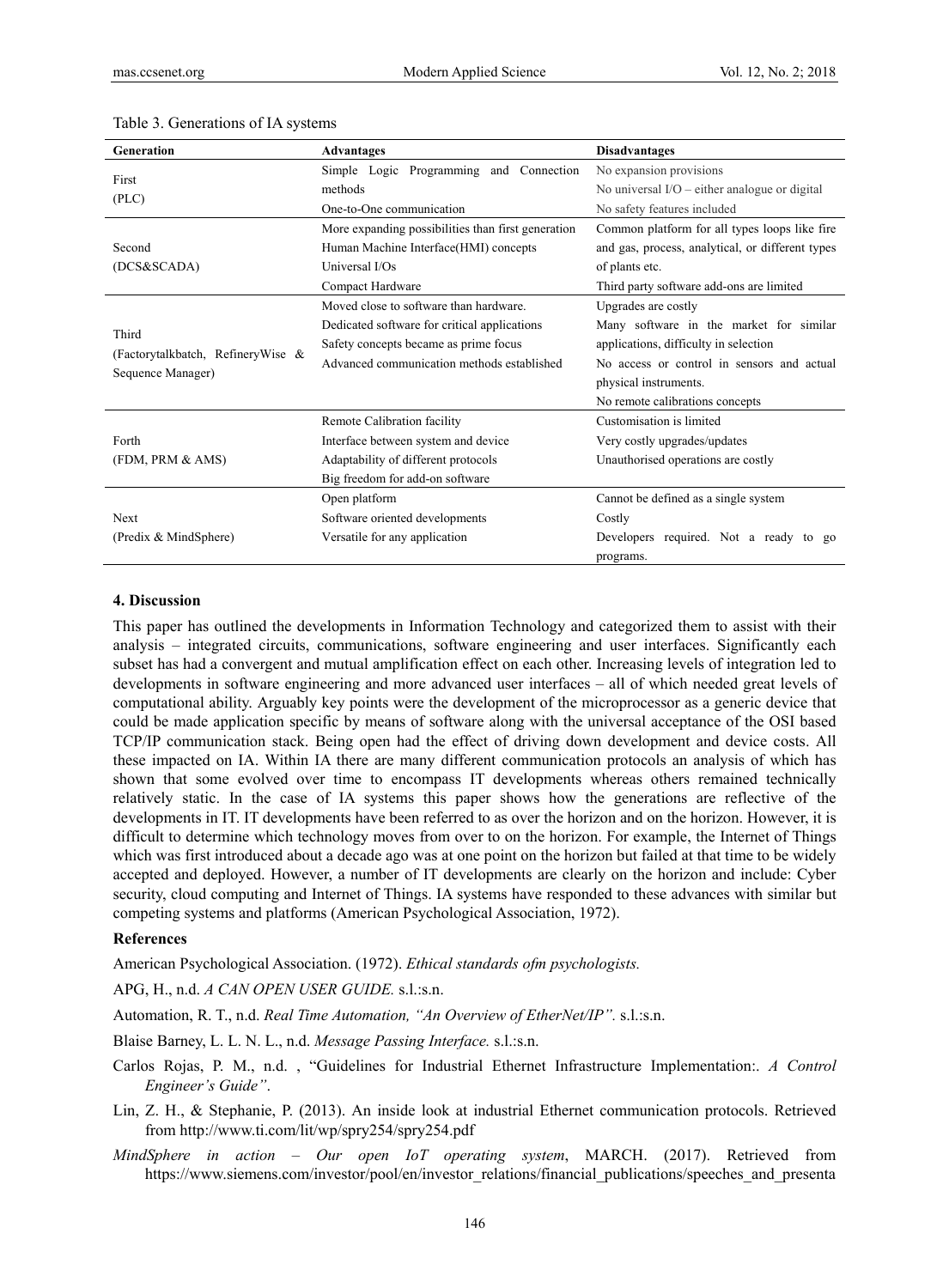Table 3. Generations of IA systems

| Generation | Advantages | Disadvantages |
|---|---|---|
| First (PLC) | Simple Logic Programming and Connection methods<br>One-to-One communication | No expansion provisions<br>No universal I/O – either analogue or digital<br>No safety features included |
| Second (DCS&SCADA) | More expanding possibilities than first generation<br>Human Machine Interface(HMI) concepts<br>Universal I/Os<br>Compact Hardware | Common platform for all types loops like fire and gas, process, analytical, or different types of plants etc.<br>Third party software add-ons are limited |
| Third (Factorytalkbatch, RefineryWise & Sequence Manager) | Moved close to software than hardware.<br>Dedicated software for critical applications<br>Safety concepts became as prime focus<br>Advanced communication methods established | Upgrades are costly<br>Many software in the market for similar applications, difficulty in selection<br>No access or control in sensors and actual physical instruments.<br>No remote calibrations concepts |
| Forth (FDM, PRM & AMS) | Remote Calibration facility<br>Interface between system and device<br>Adaptability of different protocols<br>Big freedom for add-on software | Customisation is limited<br>Very costly upgrades/updates<br>Unauthorised operations are costly |
| Next (Predix & MindSphere) | Open platform<br>Software oriented developments<br>Versatile for any application | Cannot be defined as a single system<br>Costly<br>Developers required. Not a ready to go programs. |

### 4. Discussion

This paper has outlined the developments in Information Technology and categorized them to assist with their analysis – integrated circuits, communications, software engineering and user interfaces. Significantly each subset has had a convergent and mutual amplification effect on each other. Increasing levels of integration led to developments in software engineering and more advanced user interfaces – all of which needed great levels of computational ability. Arguably key points were the development of the microprocessor as a generic device that could be made application specific by means of software along with the universal acceptance of the OSI based TCP/IP communication stack. Being open had the effect of driving down development and device costs. All these impacted on IA. Within IA there are many different communication protocols an analysis of which has shown that some evolved over time to encompass IT developments whereas others remained technically relatively static. In the case of IA systems this paper shows how the generations are reflective of the developments in IT. IT developments have been referred to as over the horizon and on the horizon. However, it is difficult to determine which technology moves from over to on the horizon. For example, the Internet of Things which was first introduced about a decade ago was at one point on the horizon but failed at that time to be widely accepted and deployed. However, a number of IT developments are clearly on the horizon and include: Cyber security, cloud computing and Internet of Things. IA systems have responded to these advances with similar but competing systems and platforms (American Psychological Association, 1972).

### References

American Psychological Association. (1972). *Ethical standards ofm psychologists.*

APG, H., n.d. *A CAN OPEN USER GUIDE.* s.l.:s.n.

Automation, R. T., n.d. *Real Time Automation, "An Overview of EtherNet/IP".* s.l.:s.n.

Blaise Barney, L. L. N. L., n.d. *Message Passing Interface.* s.l.:s.n.

Carlos Rojas, P. M., n.d. , "Guidelines for Industrial Ethernet Infrastructure Implementation:. *A Control Engineer's Guide"*.

Lin, Z. H., & Stephanie, P. (2013). An inside look at industrial Ethernet communication protocols. Retrieved from http://www.ti.com/lit/wp/spry254/spry254.pdf

*MindSphere in action – Our open IoT operating system*, MARCH. (2017). Retrieved from https://www.siemens.com/investor/pool/en/investor_relations/financial_publications/speeches_and_presenta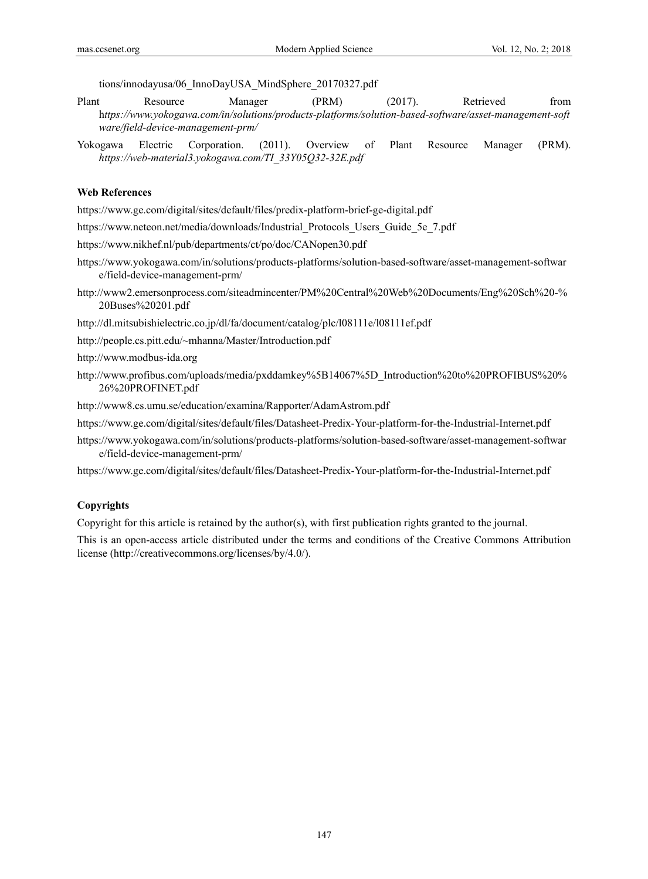tions/innodayusa/06_InnoDayUSA_MindSphere_20170327.pdf

Plant Resource Manager (PRM) (2017). Retrieved from h*ttps://www.yokogawa.com/in/solutions/products-platforms/solution-based-software/asset-management-software/field-device-management-prm/*

Yokogawa Electric Corporation. (2011). Overview of Plant Resource Manager (PRM). *https://web-material3.yokogawa.com/TI_33Y05Q32-32E.pdf*

**Web References**

https://www.ge.com/digital/sites/default/files/predix-platform-brief-ge-digital.pdf

https://www.neteon.net/media/downloads/Industrial_Protocols_Users_Guide_5e_7.pdf

https://www.nikhef.nl/pub/departments/ct/po/doc/CANopen30.pdf

https://www.yokogawa.com/in/solutions/products-platforms/solution-based-software/asset-management-software/field-device-management-prm/

http://www2.emersonprocess.com/siteadmincenter/PM%20Central%20Web%20Documents/Eng%20Sch%20-%20Buses%20201.pdf

http://dl.mitsubishielectric.co.jp/dl/fa/document/catalog/plc/l08111e/l08111ef.pdf

http://people.cs.pitt.edu/~mhanna/Master/Introduction.pdf

http://www.modbus-ida.org

http://www.profibus.com/uploads/media/pxddamkey%5B14067%5D_Introduction%20to%20PROFIBUS%20%26%20PROFINET.pdf

http://www8.cs.umu.se/education/examina/Rapporter/AdamAstrom.pdf

https://www.ge.com/digital/sites/default/files/Datasheet-Predix-Your-platform-for-the-Industrial-Internet.pdf

https://www.yokogawa.com/in/solutions/products-platforms/solution-based-software/asset-management-software/field-device-management-prm/

https://www.ge.com/digital/sites/default/files/Datasheet-Predix-Your-platform-for-the-Industrial-Internet.pdf

**Copyrights**

Copyright for this article is retained by the author(s), with first publication rights granted to the journal.

This is an open-access article distributed under the terms and conditions of the Creative Commons Attribution license (http://creativecommons.org/licenses/by/4.0/).